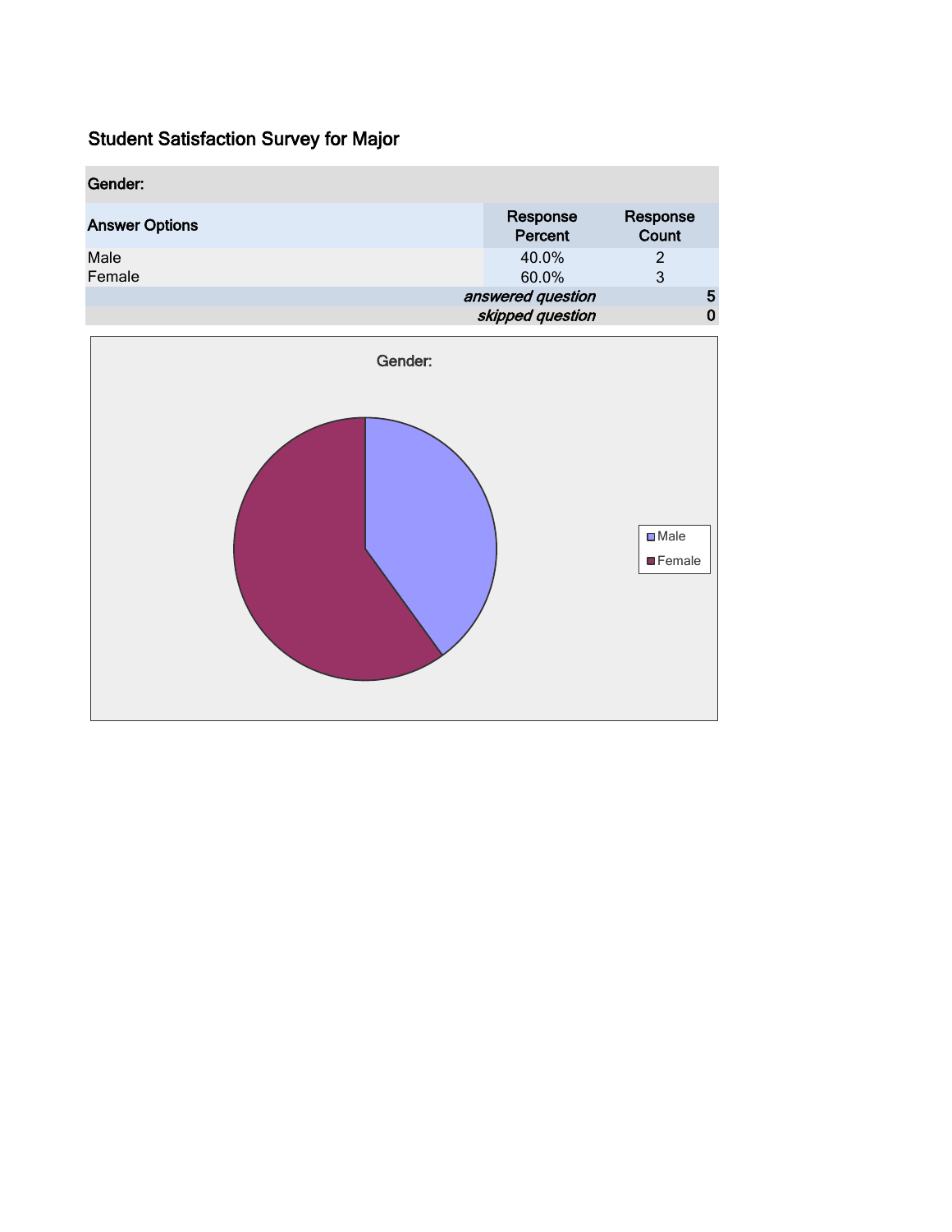# Student Satisfaction Survey for Major

| Gender: | | |
|---|---|---|
| Answer Options | Response Percent | Response Count |
| Male | 40.0% | 2 |
| Female | 60.0% | 3 |
| | *answered question* | 5 |
| | *skipped question* | 0 |

Gender:

Male
Female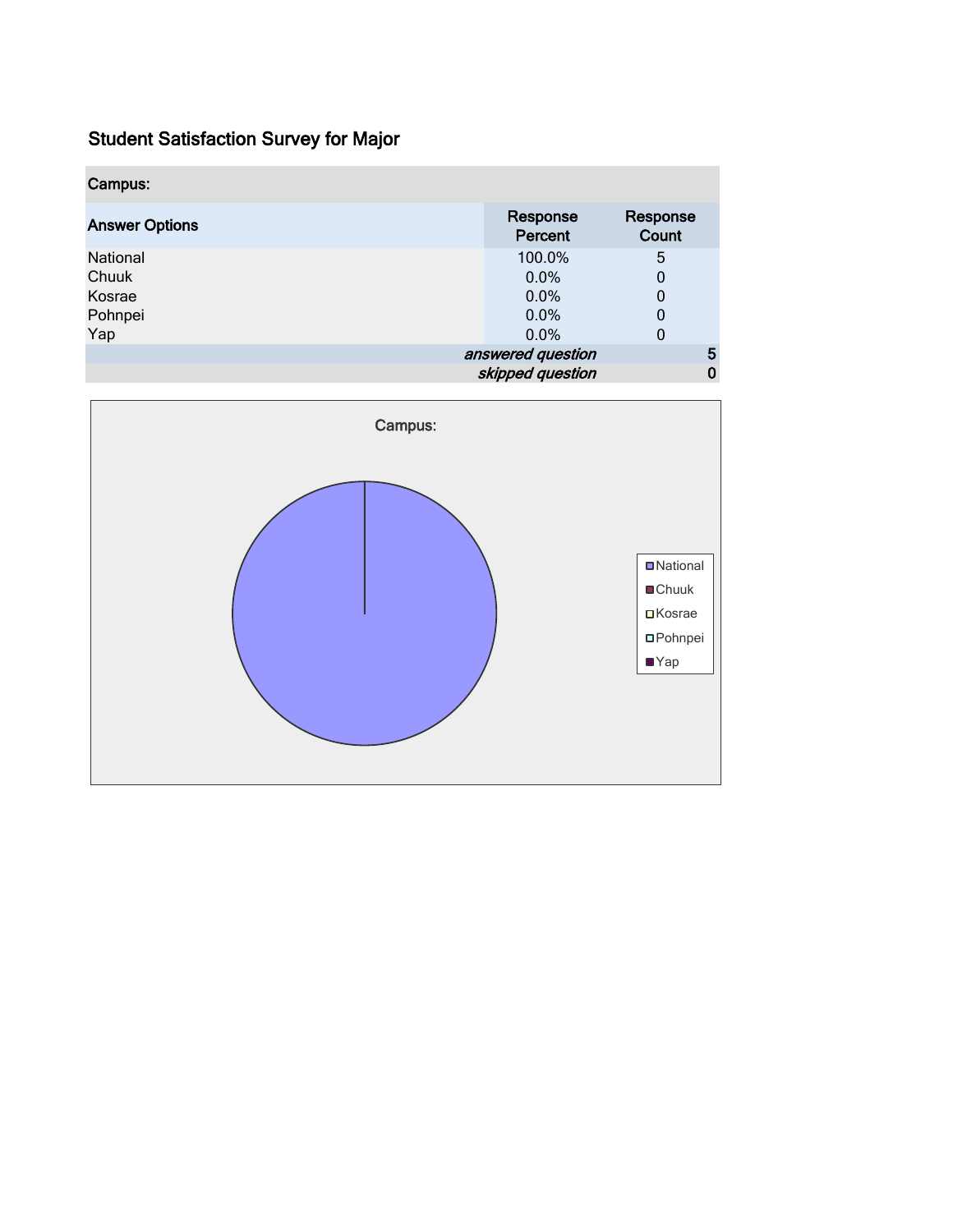## Student Satisfaction Survey for Major

| Campus: | | |
|---|---|---|
| **Answer Options** | **Response Percent** | **Response Count** |
| National | 100.0% | 5 |
| Chuuk | 0.0% | 0 |
| Kosrae | 0.0% | 0 |
| Pohnpei | 0.0% | 0 |
| Yap | 0.0% | 0 |
| | *answered question* | 5 |
| | *skipped question* | 0 |

Campus:

National
Chuuk
Kosrae
Pohnpei
Yap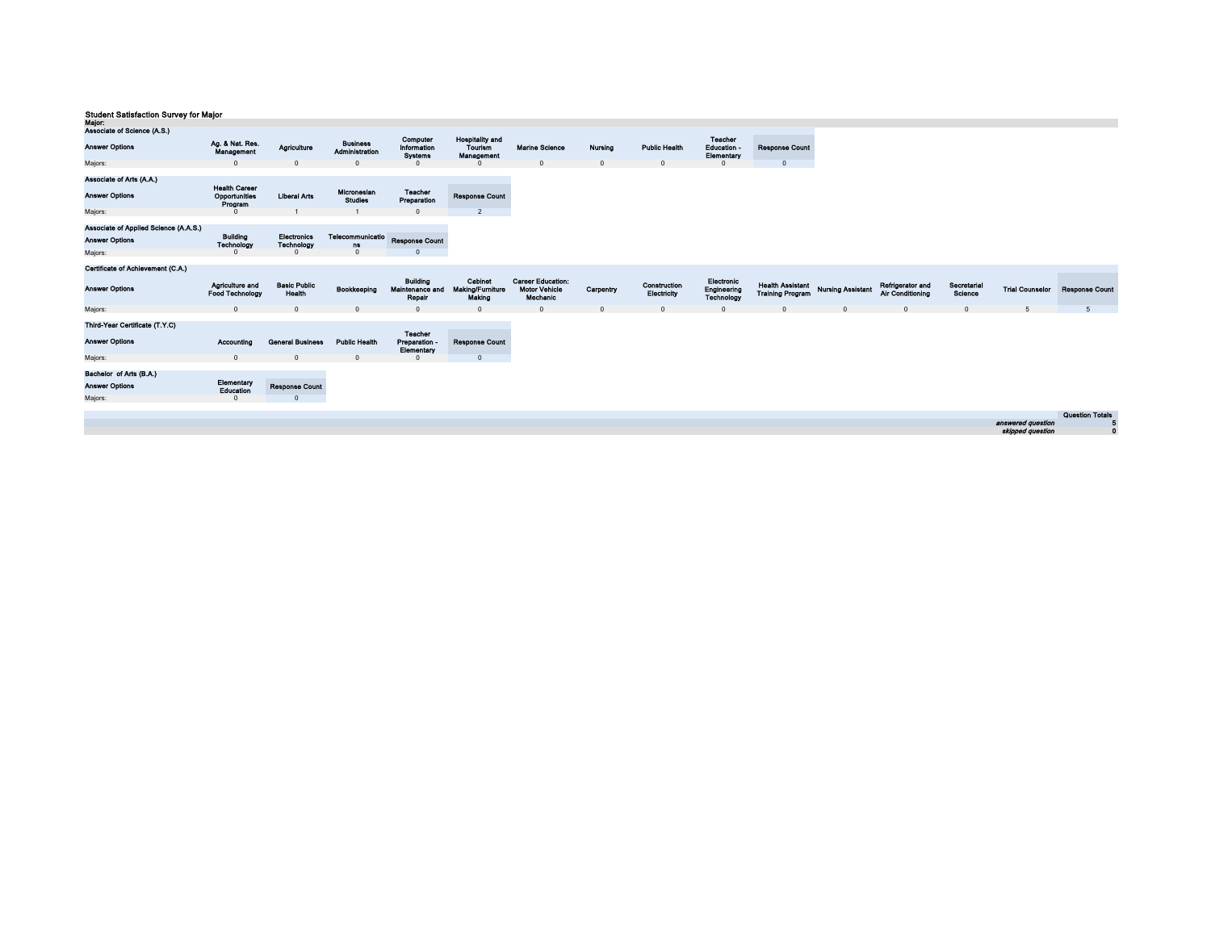## Student Satisfaction Survey for Major

**Major:**

### Associate of Science (A.S.)

| Answer Options | Ag. & Nat. Res. Management | Agriculture | Business Administration | Computer Information Systems | Hospitality and Tourism Management | Marine Science | Nursing | Public Health | Teacher Education - Elementary | Response Count |
|---|---|---|---|---|---|---|---|---|---|---|
| Majors: | 0 | 0 | 0 | 0 | 0 | 0 | 0 | 0 | 0 | 0 |

### Associate of Arts (A.A.)

| Answer Options | Health Career Opportunities Program | Liberal Arts | Micronesian Studies | Teacher Preparation | Response Count |
|---|---|---|---|---|---|
| Majors: | 0 | 1 | 1 | 0 | 2 |

### Associate of Applied Science (A.A.S.)

| Answer Options | Building Technology | Electronics Technology | Telecommunications | Response Count |
|---|---|---|---|---|
| Majors: | 0 | 0 | 0 | 0 |

### Certificate of Achievement (C.A.)

| Answer Options | Agriculture and Food Technology | Basic Public Health | Bookkeeping | Building Maintenance and Repair | Cabinet Making/Furniture Making | Career Education: Motor Vehicle Mechanic | Carpentry | Construction Electricity | Electronic Engineering Technology | Health Assistant Training Program | Nursing Assistant | Refrigerator and Air Conditioning | Secretarial Science | Trial Counselor | Response Count |
|---|---|---|---|---|---|---|---|---|---|---|---|---|---|---|---|
| Majors: | 0 | 0 | 0 | 0 | 0 | 0 | 0 | 0 | 0 | 0 | 0 | 0 | 0 | 5 | 5 |

### Third-Year Certificate (T.Y.C)

| Answer Options | Accounting | General Business | Public Health | Teacher Preparation - Elementary | Response Count |
|---|---|---|---|---|---|
| Majors: | 0 | 0 | 0 | 0 | 0 |

### Bachelor of Arts (B.A.)

| Answer Options | Elementary Education | Response Count |
|---|---|---|
| Majors: | 0 | 0 |

| | Question Totals |
|---|---|
| *answered question* | 5 |
| *skipped question* | 0 |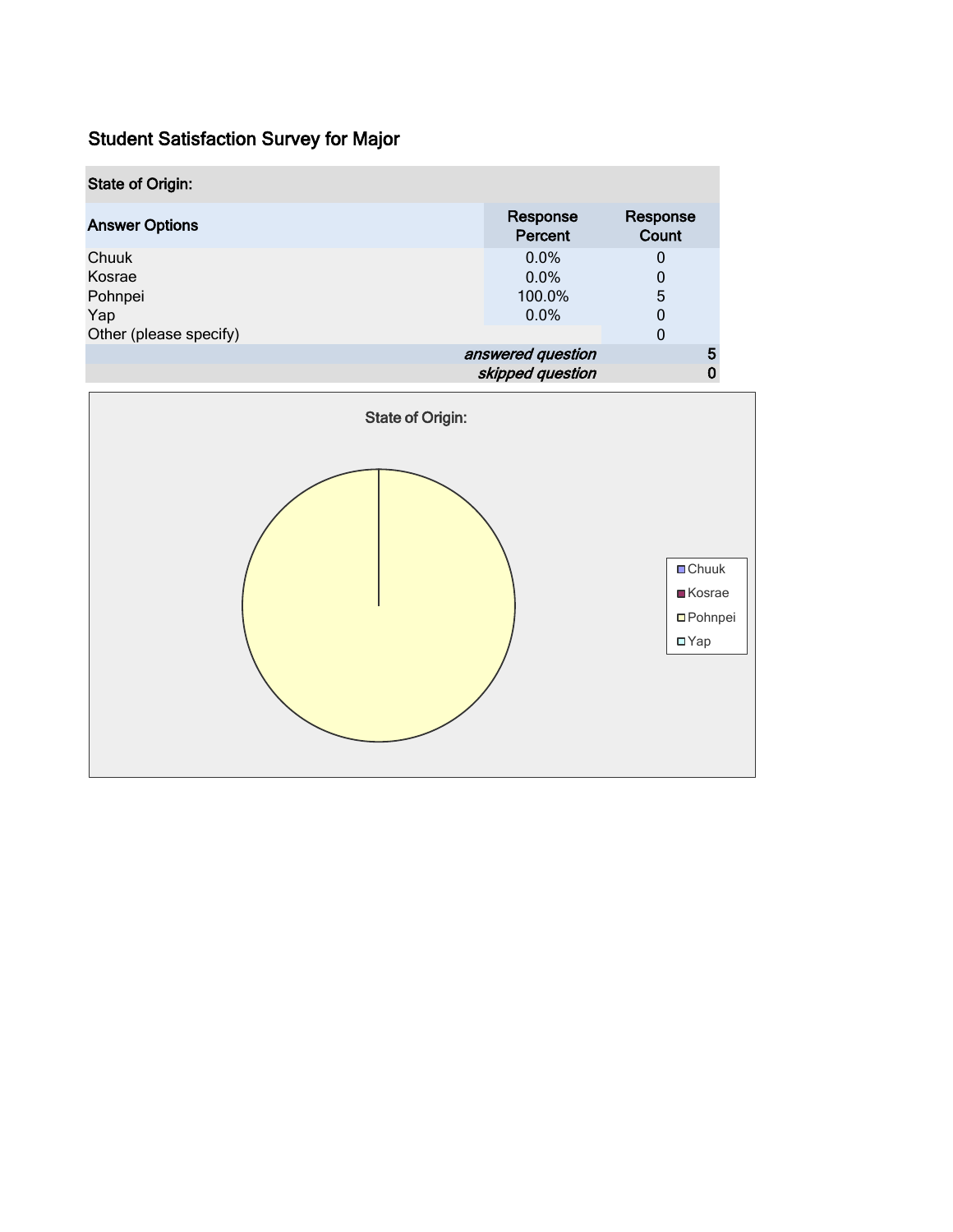## Student Satisfaction Survey for Major

| State of Origin: | | |
|---|---|---|
| **Answer Options** | **Response Percent** | **Response Count** |
| Chuuk | 0.0% | 0 |
| Kosrae | 0.0% | 0 |
| Pohnpei | 100.0% | 5 |
| Yap | 0.0% | 0 |
| Other (please specify) | | 0 |
| | *answered question* | **5** |
| | *skipped question* | **0** |

State of Origin:

Chuuk
Kosrae
Pohnpei
Yap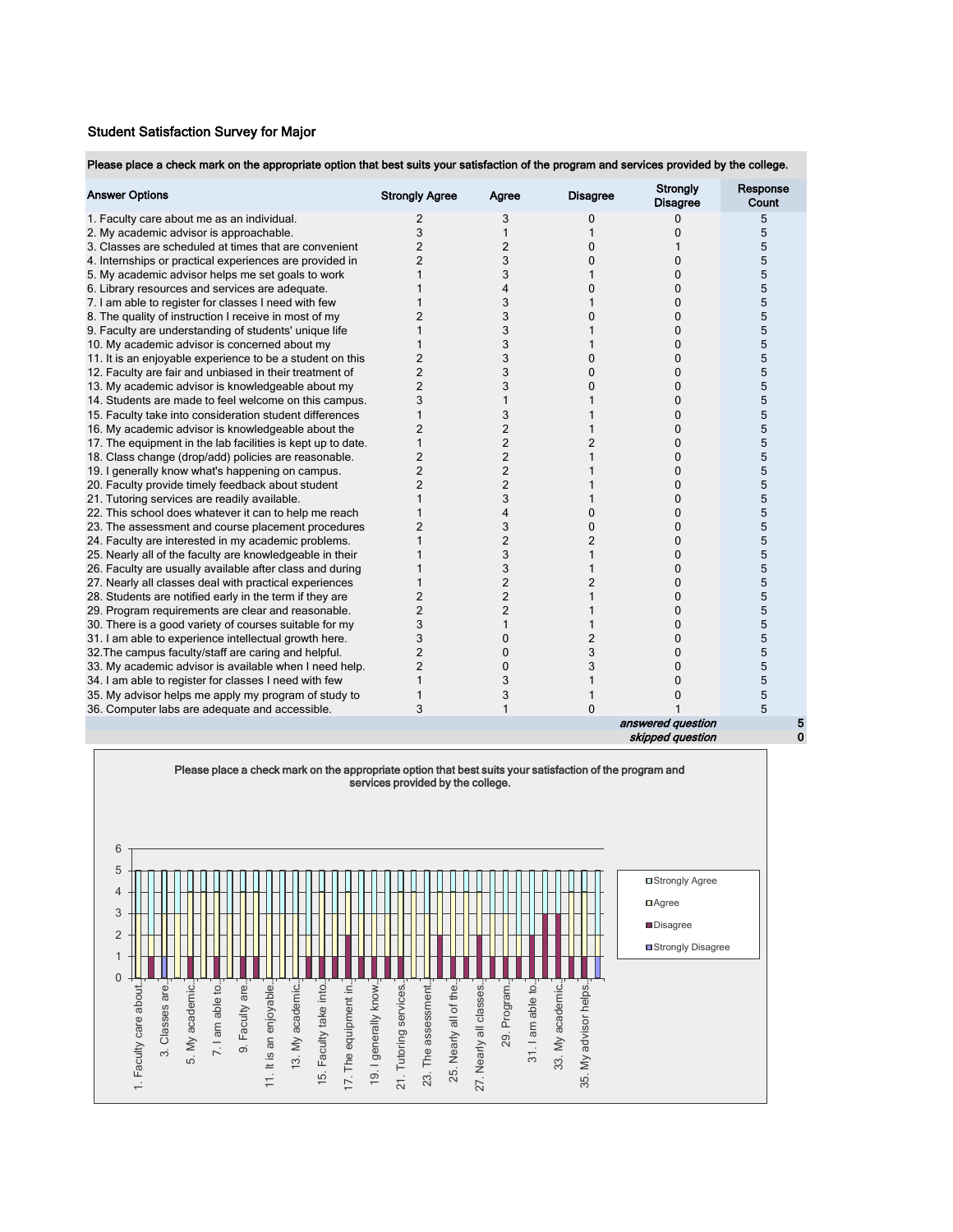## Student Satisfaction Survey for Major

| Please place a check mark on the appropriate option that best suits your satisfaction of the program and services provided by the college. | | | | | |
|---|---|---|---|---|---|
| **Answer Options** | **Strongly Agree** | **Agree** | **Disagree** | **Strongly Disagree** | **Response Count** |
| 1. Faculty care about me as an individual. | 2 | 3 | 0 | 0 | 5 |
| 2. My academic advisor is approachable. | 3 | 1 | 1 | 0 | 5 |
| 3. Classes are scheduled at times that are convenient | 2 | 2 | 0 | 1 | 5 |
| 4. Internships or practical experiences are provided in | 2 | 3 | 0 | 0 | 5 |
| 5. My academic advisor helps me set goals to work | 1 | 3 | 1 | 0 | 5 |
| 6. Library resources and services are adequate. | 1 | 4 | 0 | 0 | 5 |
| 7. I am able to register for classes I need with few | 1 | 3 | 1 | 0 | 5 |
| 8. The quality of instruction I receive in most of my | 2 | 3 | 0 | 0 | 5 |
| 9. Faculty are understanding of students' unique life | 1 | 3 | 1 | 0 | 5 |
| 10. My academic advisor is concerned about my | 1 | 3 | 1 | 0 | 5 |
| 11. It is an enjoyable experience to be a student on this | 2 | 3 | 0 | 0 | 5 |
| 12. Faculty are fair and unbiased in their treatment of | 2 | 3 | 0 | 0 | 5 |
| 13. My academic advisor is knowledgeable about my | 2 | 3 | 0 | 0 | 5 |
| 14. Students are made to feel welcome on this campus. | 3 | 1 | 1 | 0 | 5 |
| 15. Faculty take into consideration student differences | 1 | 3 | 1 | 0 | 5 |
| 16. My academic advisor is knowledgeable about the | 2 | 2 | 1 | 0 | 5 |
| 17. The equipment in the lab facilities is kept up to date. | 1 | 2 | 2 | 0 | 5 |
| 18. Class change (drop/add) policies are reasonable. | 2 | 2 | 1 | 0 | 5 |
| 19. I generally know what's happening on campus. | 2 | 2 | 1 | 0 | 5 |
| 20. Faculty provide timely feedback about student | 2 | 2 | 1 | 0 | 5 |
| 21. Tutoring services are readily available. | 1 | 3 | 1 | 0 | 5 |
| 22. This school does whatever it can to help me reach | 1 | 4 | 0 | 0 | 5 |
| 23. The assessment and course placement procedures | 2 | 3 | 0 | 0 | 5 |
| 24. Faculty are interested in my academic problems. | 1 | 2 | 2 | 0 | 5 |
| 25. Nearly all of the faculty are knowledgeable in their | 1 | 3 | 1 | 0 | 5 |
| 26. Faculty are usually available after class and during | 1 | 3 | 1 | 0 | 5 |
| 27. Nearly all classes deal with practical experiences | 1 | 2 | 2 | 0 | 5 |
| 28. Students are notified early in the term if they are | 2 | 2 | 1 | 0 | 5 |
| 29. Program requirements are clear and reasonable. | 2 | 2 | 1 | 0 | 5 |
| 30. There is a good variety of courses suitable for my | 3 | 1 | 1 | 0 | 5 |
| 31. I am able to experience intellectual growth here. | 3 | 0 | 2 | 0 | 5 |
| 32.The campus faculty/staff are caring and helpful. | 2 | 0 | 3 | 0 | 5 |
| 33. My academic advisor is available when I need help. | 2 | 0 | 3 | 0 | 5 |
| 34. I am able to register for classes I need with few | 1 | 3 | 1 | 0 | 5 |
| 35. My advisor helps me apply my program of study to | 1 | 3 | 1 | 0 | 5 |
| 36. Computer labs are adequate and accessible. | 3 | 1 | 0 | 1 | 5 |
| | | | | *answered question* | 5 |
| | | | | *skipped question* | 0 |

Please place a check mark on the appropriate option that best suits your satisfaction of the program and services provided by the college.

6
5
4
3
2
1
0

1. Faculty care about...
3. Classes are...
5. My academic...
7. I am able to...
9. Faculty are...
11. It is an enjoyable...
13. My academic...
15. Faculty take into...
17. The equipment in...
19. I generally know...
21. Tutoring services...
23. The assessment...
25. Nearly all of the...
27. Nearly all classes...
29. Program...
31. I am able to...
33. My academic...
35. My advisor helps...

Strongly Agree
Agree
Disagree
Strongly Disagree